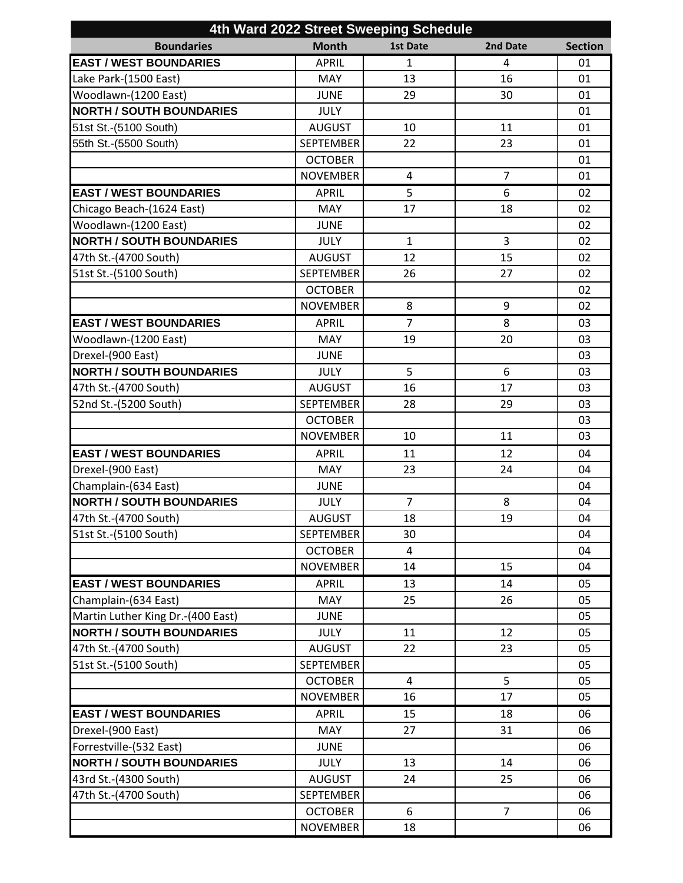| 4th Ward 2022 Street Sweeping Schedule | | | | |
|---|---|---|---|---|
| **Boundaries** | **Month** | **1st Date** | **2nd Date** | **Section** |
| **EAST / WEST BOUNDARIES** | APRIL | 1 | 4 | 01 |
| Lake Park-(1500 East) | MAY | 13 | 16 | 01 |
| Woodlawn-(1200 East) | JUNE | 29 | 30 | 01 |
| **NORTH / SOUTH BOUNDARIES** | JULY | | | 01 |
| 51st St.-(5100 South) | AUGUST | 10 | 11 | 01 |
| 55th St.-(5500 South) | SEPTEMBER | 22 | 23 | 01 |
| | OCTOBER | | | 01 |
| | NOVEMBER | 4 | 7 | 01 |
| **EAST / WEST BOUNDARIES** | APRIL | 5 | 6 | 02 |
| Chicago Beach-(1624 East) | MAY | 17 | 18 | 02 |
| Woodlawn-(1200 East) | JUNE | | | 02 |
| **NORTH / SOUTH BOUNDARIES** | JULY | 1 | 3 | 02 |
| 47th St.-(4700 South) | AUGUST | 12 | 15 | 02 |
| 51st St.-(5100 South) | SEPTEMBER | 26 | 27 | 02 |
| | OCTOBER | | | 02 |
| | NOVEMBER | 8 | 9 | 02 |
| **EAST / WEST BOUNDARIES** | APRIL | 7 | 8 | 03 |
| Woodlawn-(1200 East) | MAY | 19 | 20 | 03 |
| Drexel-(900 East) | JUNE | | | 03 |
| **NORTH / SOUTH BOUNDARIES** | JULY | 5 | 6 | 03 |
| 47th St.-(4700 South) | AUGUST | 16 | 17 | 03 |
| 52nd St.-(5200 South) | SEPTEMBER | 28 | 29 | 03 |
| | OCTOBER | | | 03 |
| | NOVEMBER | 10 | 11 | 03 |
| **EAST / WEST BOUNDARIES** | APRIL | 11 | 12 | 04 |
| Drexel-(900 East) | MAY | 23 | 24 | 04 |
| Champlain-(634 East) | JUNE | | | 04 |
| **NORTH / SOUTH BOUNDARIES** | JULY | 7 | 8 | 04 |
| 47th St.-(4700 South) | AUGUST | 18 | 19 | 04 |
| 51st St.-(5100 South) | SEPTEMBER | 30 | | 04 |
| | OCTOBER | 4 | | 04 |
| | NOVEMBER | 14 | 15 | 04 |
| **EAST / WEST BOUNDARIES** | APRIL | 13 | 14 | 05 |
| Champlain-(634 East) | MAY | 25 | 26 | 05 |
| Martin Luther King Dr.-(400 East) | JUNE | | | 05 |
| **NORTH / SOUTH BOUNDARIES** | JULY | 11 | 12 | 05 |
| 47th St.-(4700 South) | AUGUST | 22 | 23 | 05 |
| 51st St.-(5100 South) | SEPTEMBER | | | 05 |
| | OCTOBER | 4 | 5 | 05 |
| | NOVEMBER | 16 | 17 | 05 |
| **EAST / WEST BOUNDARIES** | APRIL | 15 | 18 | 06 |
| Drexel-(900 East) | MAY | 27 | 31 | 06 |
| Forrestville-(532 East) | JUNE | | | 06 |
| **NORTH / SOUTH BOUNDARIES** | JULY | 13 | 14 | 06 |
| 43rd St.-(4300 South) | AUGUST | 24 | 25 | 06 |
| 47th St.-(4700 South) | SEPTEMBER | | | 06 |
| | OCTOBER | 6 | 7 | 06 |
| | NOVEMBER | 18 | | 06 |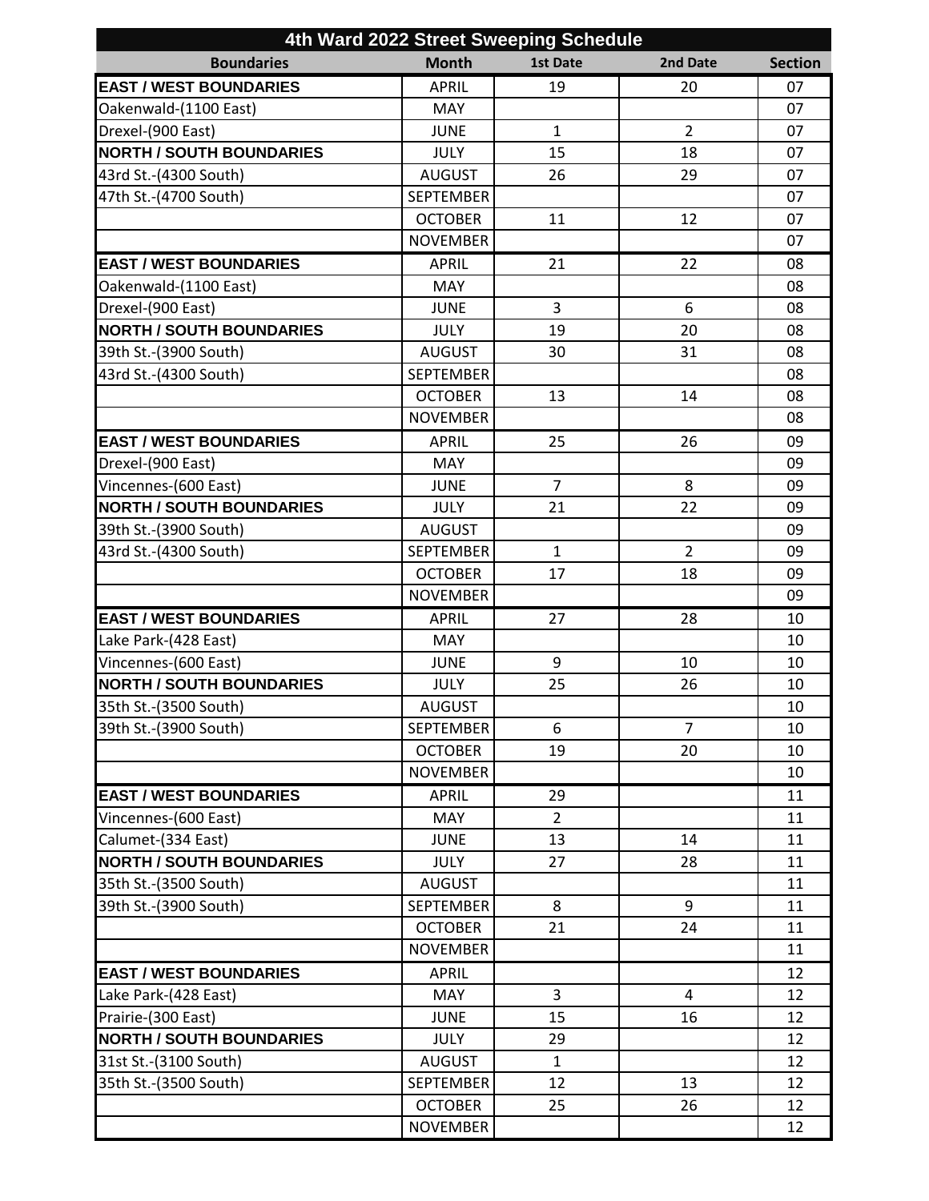# 4th Ward 2022 Street Sweeping Schedule

| Boundaries | Month | 1st Date | 2nd Date | Section |
|---|---|---|---|---|
| **EAST / WEST BOUNDARIES** | APRIL | 19 | 20 | 07 |
| Oakenwald-(1100 East) | MAY | | | 07 |
| Drexel-(900 East) | JUNE | 1 | 2 | 07 |
| **NORTH / SOUTH BOUNDARIES** | JULY | 15 | 18 | 07 |
| 43rd St.-(4300 South) | AUGUST | 26 | 29 | 07 |
| 47th St.-(4700 South) | SEPTEMBER | | | 07 |
| | OCTOBER | 11 | 12 | 07 |
| | NOVEMBER | | | 07 |
| **EAST / WEST BOUNDARIES** | APRIL | 21 | 22 | 08 |
| Oakenwald-(1100 East) | MAY | | | 08 |
| Drexel-(900 East) | JUNE | 3 | 6 | 08 |
| **NORTH / SOUTH BOUNDARIES** | JULY | 19 | 20 | 08 |
| 39th St.-(3900 South) | AUGUST | 30 | 31 | 08 |
| 43rd St.-(4300 South) | SEPTEMBER | | | 08 |
| | OCTOBER | 13 | 14 | 08 |
| | NOVEMBER | | | 08 |
| **EAST / WEST BOUNDARIES** | APRIL | 25 | 26 | 09 |
| Drexel-(900 East) | MAY | | | 09 |
| Vincennes-(600 East) | JUNE | 7 | 8 | 09 |
| **NORTH / SOUTH BOUNDARIES** | JULY | 21 | 22 | 09 |
| 39th St.-(3900 South) | AUGUST | | | 09 |
| 43rd St.-(4300 South) | SEPTEMBER | 1 | 2 | 09 |
| | OCTOBER | 17 | 18 | 09 |
| | NOVEMBER | | | 09 |
| **EAST / WEST BOUNDARIES** | APRIL | 27 | 28 | 10 |
| Lake Park-(428 East) | MAY | | | 10 |
| Vincennes-(600 East) | JUNE | 9 | 10 | 10 |
| **NORTH / SOUTH BOUNDARIES** | JULY | 25 | 26 | 10 |
| 35th St.-(3500 South) | AUGUST | | | 10 |
| 39th St.-(3900 South) | SEPTEMBER | 6 | 7 | 10 |
| | OCTOBER | 19 | 20 | 10 |
| | NOVEMBER | | | 10 |
| **EAST / WEST BOUNDARIES** | APRIL | 29 | | 11 |
| Vincennes-(600 East) | MAY | 2 | | 11 |
| Calumet-(334 East) | JUNE | 13 | 14 | 11 |
| **NORTH / SOUTH BOUNDARIES** | JULY | 27 | 28 | 11 |
| 35th St.-(3500 South) | AUGUST | | | 11 |
| 39th St.-(3900 South) | SEPTEMBER | 8 | 9 | 11 |
| | OCTOBER | 21 | 24 | 11 |
| | NOVEMBER | | | 11 |
| **EAST / WEST BOUNDARIES** | APRIL | | | 12 |
| Lake Park-(428 East) | MAY | 3 | 4 | 12 |
| Prairie-(300 East) | JUNE | 15 | 16 | 12 |
| **NORTH / SOUTH BOUNDARIES** | JULY | 29 | | 12 |
| 31st St.-(3100 South) | AUGUST | 1 | | 12 |
| 35th St.-(3500 South) | SEPTEMBER | 12 | 13 | 12 |
| | OCTOBER | 25 | 26 | 12 |
| | NOVEMBER | | | 12 |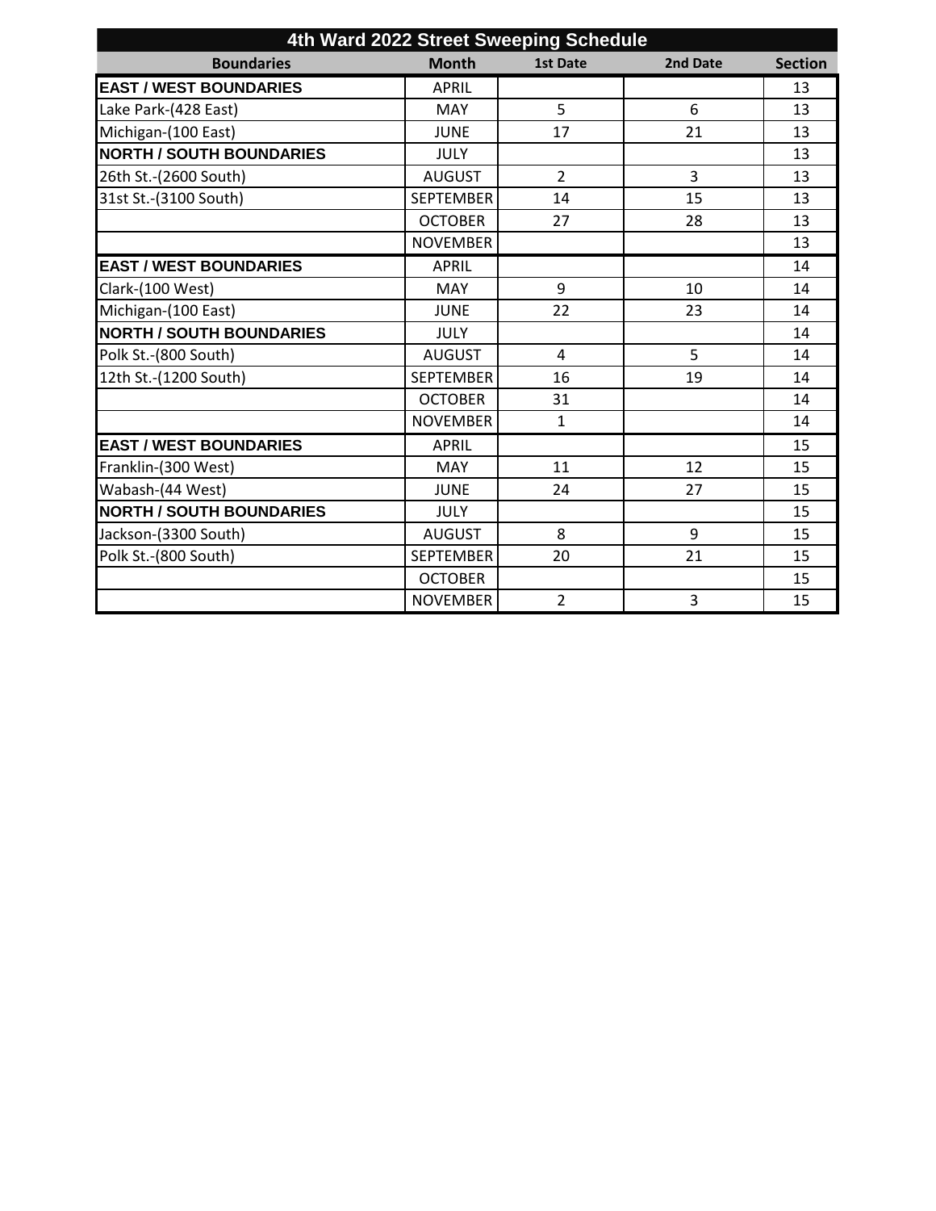| 4th Ward 2022 Street Sweeping Schedule | | | | |
|---|---|---|---|---|
| **Boundaries** | **Month** | **1st Date** | **2nd Date** | **Section** |
| **EAST / WEST BOUNDARIES** | APRIL | | | 13 |
| Lake Park-(428 East) | MAY | 5 | 6 | 13 |
| Michigan-(100 East) | JUNE | 17 | 21 | 13 |
| **NORTH / SOUTH BOUNDARIES** | JULY | | | 13 |
| 26th St.-(2600 South) | AUGUST | 2 | 3 | 13 |
| 31st St.-(3100 South) | SEPTEMBER | 14 | 15 | 13 |
| | OCTOBER | 27 | 28 | 13 |
| | NOVEMBER | | | 13 |
| **EAST / WEST BOUNDARIES** | APRIL | | | 14 |
| Clark-(100 West) | MAY | 9 | 10 | 14 |
| Michigan-(100 East) | JUNE | 22 | 23 | 14 |
| **NORTH / SOUTH BOUNDARIES** | JULY | | | 14 |
| Polk St.-(800 South) | AUGUST | 4 | 5 | 14 |
| 12th St.-(1200 South) | SEPTEMBER | 16 | 19 | 14 |
| | OCTOBER | 31 | | 14 |
| | NOVEMBER | 1 | | 14 |
| **EAST / WEST BOUNDARIES** | APRIL | | | 15 |
| Franklin-(300 West) | MAY | 11 | 12 | 15 |
| Wabash-(44 West) | JUNE | 24 | 27 | 15 |
| **NORTH / SOUTH BOUNDARIES** | JULY | | | 15 |
| Jackson-(3300 South) | AUGUST | 8 | 9 | 15 |
| Polk St.-(800 South) | SEPTEMBER | 20 | 21 | 15 |
| | OCTOBER | | | 15 |
| | NOVEMBER | 2 | 3 | 15 |